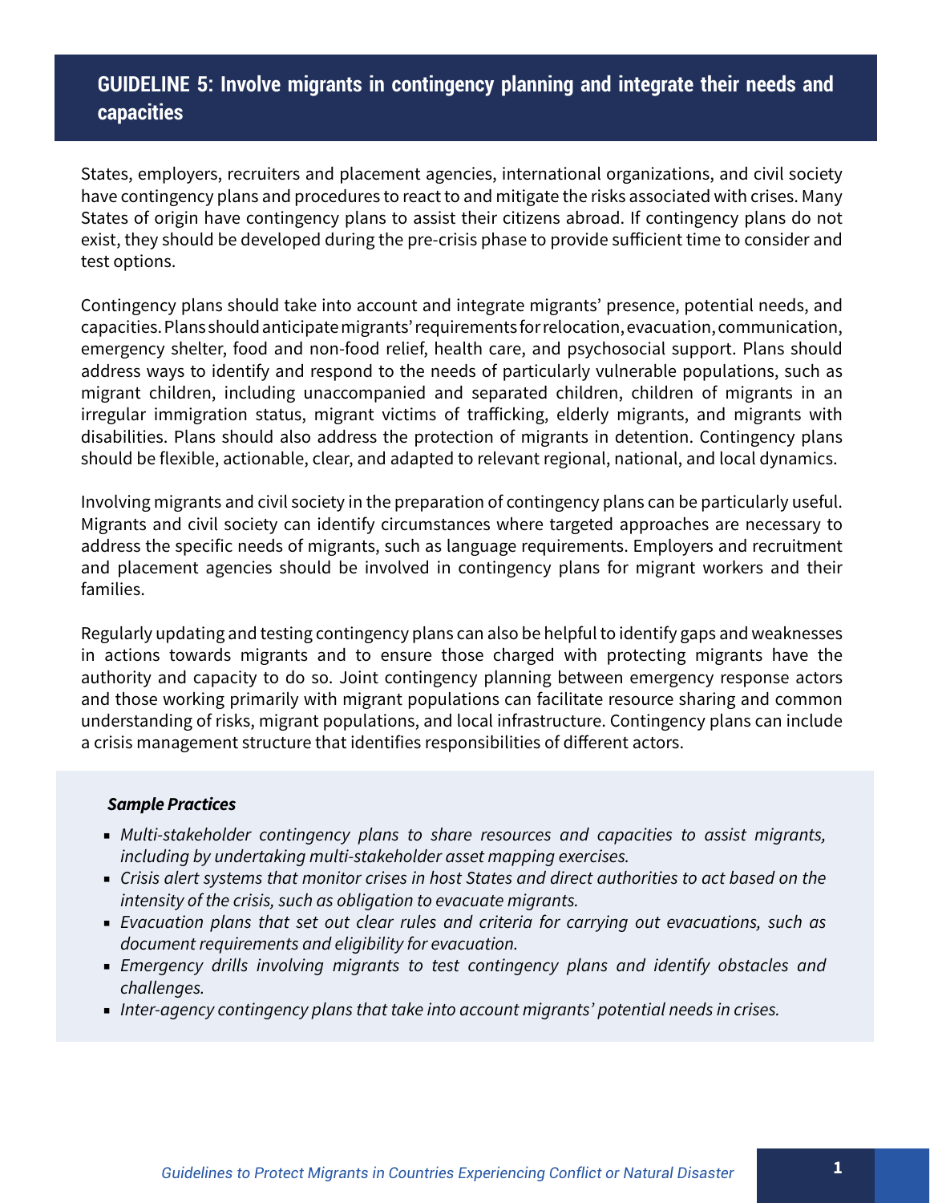## GUIDELINE 5: Involve migrants in contingency planning and integrate their needs and capacities

States, employers, recruiters and placement agencies, international organizations, and civil society have contingency plans and procedures to react to and mitigate the risks associated with crises. Many States of origin have contingency plans to assist their citizens abroad. If contingency plans do not exist, they should be developed during the pre-crisis phase to provide sufficient time to consider and test options.

Contingency plans should take into account and integrate migrants' presence, potential needs, and capacities. Plans should anticipate migrants' requirements for relocation, evacuation, communication, emergency shelter, food and non-food relief, health care, and psychosocial support. Plans should address ways to identify and respond to the needs of particularly vulnerable populations, such as migrant children, including unaccompanied and separated children, children of migrants in an irregular immigration status, migrant victims of trafficking, elderly migrants, and migrants with disabilities. Plans should also address the protection of migrants in detention. Contingency plans should be flexible, actionable, clear, and adapted to relevant regional, national, and local dynamics.

Involving migrants and civil society in the preparation of contingency plans can be particularly useful. Migrants and civil society can identify circumstances where targeted approaches are necessary to address the specific needs of migrants, such as language requirements. Employers and recruitment and placement agencies should be involved in contingency plans for migrant workers and their families.

Regularly updating and testing contingency plans can also be helpful to identify gaps and weaknesses in actions towards migrants and to ensure those charged with protecting migrants have the authority and capacity to do so. Joint contingency planning between emergency response actors and those working primarily with migrant populations can facilitate resource sharing and common understanding of risks, migrant populations, and local infrastructure. Contingency plans can include a crisis management structure that identifies responsibilities of different actors.

***Sample Practices***

- *Multi-stakeholder contingency plans to share resources and capacities to assist migrants, including by undertaking multi-stakeholder asset mapping exercises.*
- *Crisis alert systems that monitor crises in host States and direct authorities to act based on the intensity of the crisis, such as obligation to evacuate migrants.*
- *Evacuation plans that set out clear rules and criteria for carrying out evacuations, such as document requirements and eligibility for evacuation.*
- *Emergency drills involving migrants to test contingency plans and identify obstacles and challenges.*
- *Inter-agency contingency plans that take into account migrants' potential needs in crises.*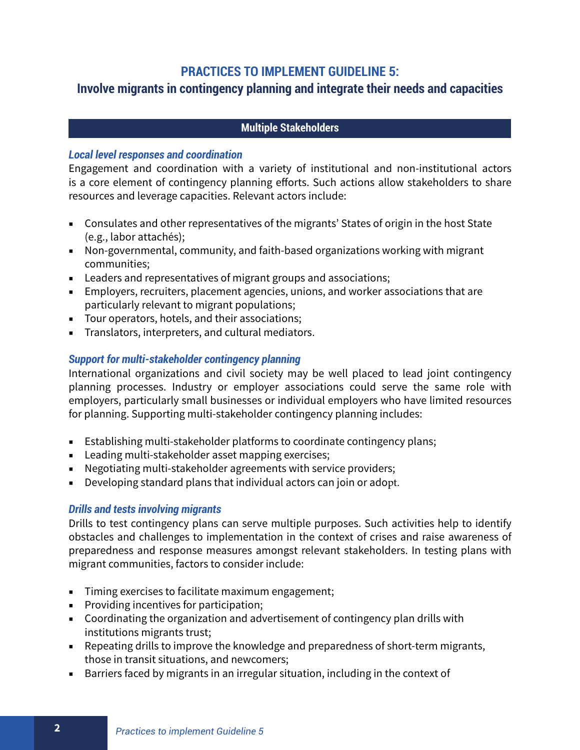## PRACTICES TO IMPLEMENT GUIDELINE 5:

## Involve migrants in contingency planning and integrate their needs and capacities

### Multiple Stakeholders

***Local level responses and coordination***

Engagement and coordination with a variety of institutional and non-institutional actors is a core element of contingency planning efforts. Such actions allow stakeholders to share resources and leverage capacities. Relevant actors include:

- Consulates and other representatives of the migrants' States of origin in the host State (e.g., labor attachés);
- Non-governmental, community, and faith-based organizations working with migrant communities;
- Leaders and representatives of migrant groups and associations;
- Employers, recruiters, placement agencies, unions, and worker associations that are particularly relevant to migrant populations;
- Tour operators, hotels, and their associations;
- Translators, interpreters, and cultural mediators.

***Support for multi-stakeholder contingency planning***

International organizations and civil society may be well placed to lead joint contingency planning processes. Industry or employer associations could serve the same role with employers, particularly small businesses or individual employers who have limited resources for planning. Supporting multi-stakeholder contingency planning includes:

- Establishing multi-stakeholder platforms to coordinate contingency plans;
- Leading multi-stakeholder asset mapping exercises;
- Negotiating multi-stakeholder agreements with service providers;
- Developing standard plans that individual actors can join or adopt.

***Drills and tests involving migrants***

Drills to test contingency plans can serve multiple purposes. Such activities help to identify obstacles and challenges to implementation in the context of crises and raise awareness of preparedness and response measures amongst relevant stakeholders. In testing plans with migrant communities, factors to consider include:

- Timing exercises to facilitate maximum engagement;
- Providing incentives for participation;
- Coordinating the organization and advertisement of contingency plan drills with institutions migrants trust;
- Repeating drills to improve the knowledge and preparedness of short-term migrants, those in transit situations, and newcomers;
- Barriers faced by migrants in an irregular situation, including in the context of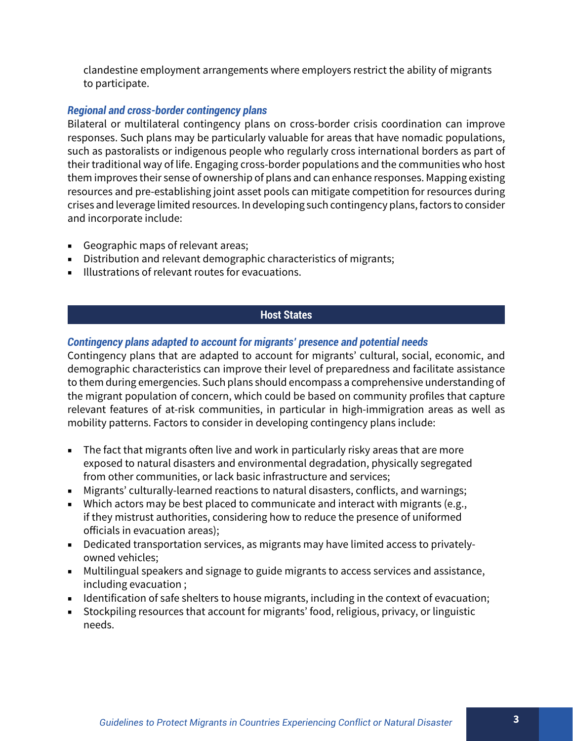clandestine employment arrangements where employers restrict the ability of migrants to participate.

### *Regional and cross-border contingency plans*

Bilateral or multilateral contingency plans on cross-border crisis coordination can improve responses. Such plans may be particularly valuable for areas that have nomadic populations, such as pastoralists or indigenous people who regularly cross international borders as part of their traditional way of life. Engaging cross-border populations and the communities who host them improves their sense of ownership of plans and can enhance responses. Mapping existing resources and pre-establishing joint asset pools can mitigate competition for resources during crises and leverage limited resources. In developing such contingency plans, factors to consider and incorporate include:

- Geographic maps of relevant areas;
- Distribution and relevant demographic characteristics of migrants;
- Illustrations of relevant routes for evacuations.

## Host States

### *Contingency plans adapted to account for migrants' presence and potential needs*

Contingency plans that are adapted to account for migrants' cultural, social, economic, and demographic characteristics can improve their level of preparedness and facilitate assistance to them during emergencies. Such plans should encompass a comprehensive understanding of the migrant population of concern, which could be based on community profiles that capture relevant features of at-risk communities, in particular in high-immigration areas as well as mobility patterns. Factors to consider in developing contingency plans include:

- The fact that migrants often live and work in particularly risky areas that are more exposed to natural disasters and environmental degradation, physically segregated from other communities, or lack basic infrastructure and services;
- Migrants' culturally-learned reactions to natural disasters, conflicts, and warnings;
- Which actors may be best placed to communicate and interact with migrants (e.g., if they mistrust authorities, considering how to reduce the presence of uniformed officials in evacuation areas);
- Dedicated transportation services, as migrants may have limited access to privately-owned vehicles;
- Multilingual speakers and signage to guide migrants to access services and assistance, including evacuation ;
- Identification of safe shelters to house migrants, including in the context of evacuation;
- Stockpiling resources that account for migrants' food, religious, privacy, or linguistic needs.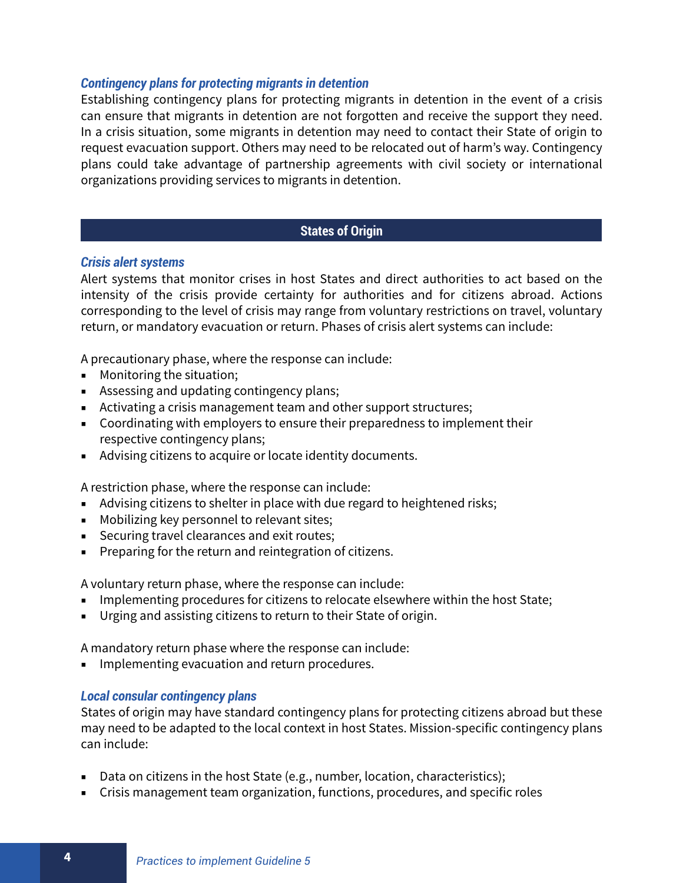### *Contingency plans for protecting migrants in detention*

Establishing contingency plans for protecting migrants in detention in the event of a crisis can ensure that migrants in detention are not forgotten and receive the support they need. In a crisis situation, some migrants in detention may need to contact their State of origin to request evacuation support. Others may need to be relocated out of harm's way. Contingency plans could take advantage of partnership agreements with civil society or international organizations providing services to migrants in detention.

## States of Origin

### *Crisis alert systems*

Alert systems that monitor crises in host States and direct authorities to act based on the intensity of the crisis provide certainty for authorities and for citizens abroad. Actions corresponding to the level of crisis may range from voluntary restrictions on travel, voluntary return, or mandatory evacuation or return. Phases of crisis alert systems can include:

A precautionary phase, where the response can include:

- Monitoring the situation;
- Assessing and updating contingency plans;
- Activating a crisis management team and other support structures;
- Coordinating with employers to ensure their preparedness to implement their respective contingency plans;
- Advising citizens to acquire or locate identity documents.

A restriction phase, where the response can include:

- Advising citizens to shelter in place with due regard to heightened risks;
- Mobilizing key personnel to relevant sites;
- Securing travel clearances and exit routes;
- Preparing for the return and reintegration of citizens.

A voluntary return phase, where the response can include:

- Implementing procedures for citizens to relocate elsewhere within the host State;
- Urging and assisting citizens to return to their State of origin.

A mandatory return phase where the response can include:

- Implementing evacuation and return procedures.

### *Local consular contingency plans*

States of origin may have standard contingency plans for protecting citizens abroad but these may need to be adapted to the local context in host States. Mission-specific contingency plans can include:

- Data on citizens in the host State (e.g., number, location, characteristics);
- Crisis management team organization, functions, procedures, and specific roles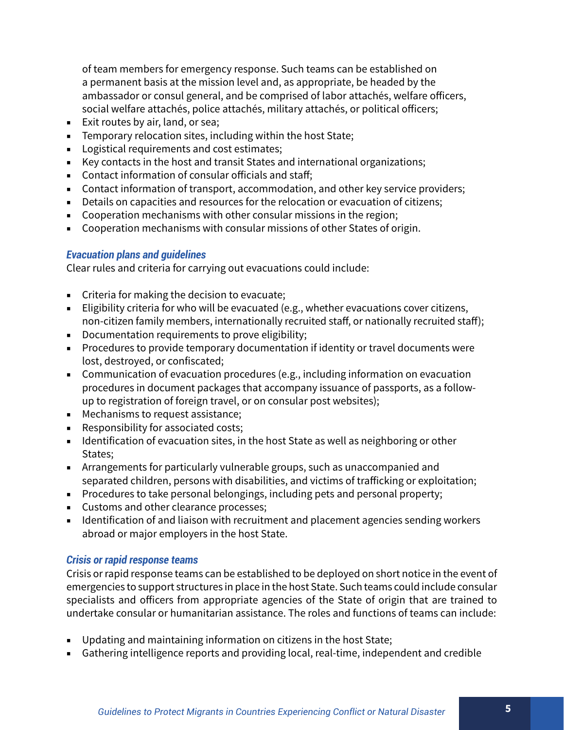of team members for emergency response. Such teams can be established on a permanent basis at the mission level and, as appropriate, be headed by the ambassador or consul general, and be comprised of labor attachés, welfare officers, social welfare attachés, police attachés, military attachés, or political officers;

- Exit routes by air, land, or sea;
- Temporary relocation sites, including within the host State;
- Logistical requirements and cost estimates;
- Key contacts in the host and transit States and international organizations;
- Contact information of consular officials and staff;
- Contact information of transport, accommodation, and other key service providers;
- Details on capacities and resources for the relocation or evacuation of citizens;
- Cooperation mechanisms with other consular missions in the region;
- Cooperation mechanisms with consular missions of other States of origin.

### *Evacuation plans and guidelines*

Clear rules and criteria for carrying out evacuations could include:

- Criteria for making the decision to evacuate;
- Eligibility criteria for who will be evacuated (e.g., whether evacuations cover citizens, non-citizen family members, internationally recruited staff, or nationally recruited staff);
- Documentation requirements to prove eligibility;
- Procedures to provide temporary documentation if identity or travel documents were lost, destroyed, or confiscated;
- Communication of evacuation procedures (e.g., including information on evacuation procedures in document packages that accompany issuance of passports, as a follow-up to registration of foreign travel, or on consular post websites);
- Mechanisms to request assistance;
- Responsibility for associated costs;
- Identification of evacuation sites, in the host State as well as neighboring or other States;
- Arrangements for particularly vulnerable groups, such as unaccompanied and separated children, persons with disabilities, and victims of trafficking or exploitation;
- Procedures to take personal belongings, including pets and personal property;
- Customs and other clearance processes;
- Identification of and liaison with recruitment and placement agencies sending workers abroad or major employers in the host State.

### *Crisis or rapid response teams*

Crisis or rapid response teams can be established to be deployed on short notice in the event of emergencies to support structures in place in the host State. Such teams could include consular specialists and officers from appropriate agencies of the State of origin that are trained to undertake consular or humanitarian assistance. The roles and functions of teams can include:

- Updating and maintaining information on citizens in the host State;
- Gathering intelligence reports and providing local, real-time, independent and credible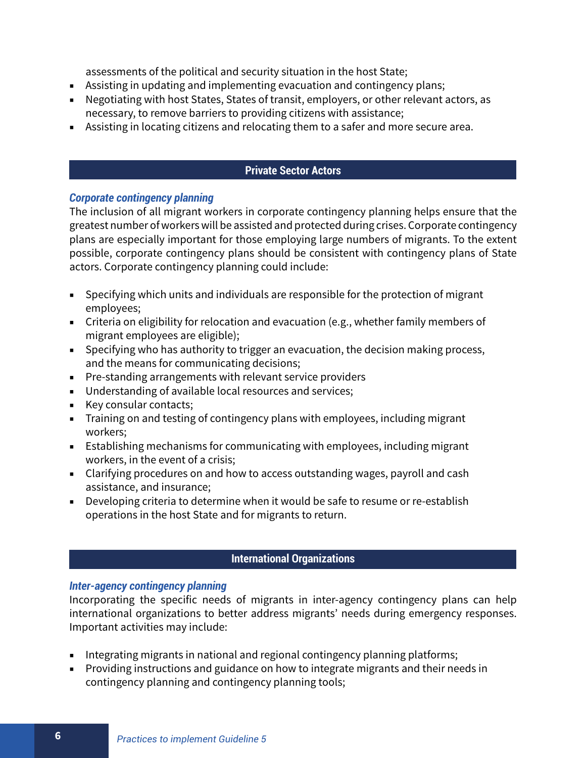assessments of the political and security situation in the host State;

- Assisting in updating and implementing evacuation and contingency plans;
- Negotiating with host States, States of transit, employers, or other relevant actors, as necessary, to remove barriers to providing citizens with assistance;
- Assisting in locating citizens and relocating them to a safer and more secure area.

## Private Sector Actors

### *Corporate contingency planning*

The inclusion of all migrant workers in corporate contingency planning helps ensure that the greatest number of workers will be assisted and protected during crises. Corporate contingency plans are especially important for those employing large numbers of migrants. To the extent possible, corporate contingency plans should be consistent with contingency plans of State actors. Corporate contingency planning could include:

- Specifying which units and individuals are responsible for the protection of migrant employees;
- Criteria on eligibility for relocation and evacuation (e.g., whether family members of migrant employees are eligible);
- Specifying who has authority to trigger an evacuation, the decision making process, and the means for communicating decisions;
- Pre-standing arrangements with relevant service providers
- Understanding of available local resources and services;
- Key consular contacts;
- Training on and testing of contingency plans with employees, including migrant workers;
- Establishing mechanisms for communicating with employees, including migrant workers, in the event of a crisis;
- Clarifying procedures on and how to access outstanding wages, payroll and cash assistance, and insurance;
- Developing criteria to determine when it would be safe to resume or re-establish operations in the host State and for migrants to return.

## International Organizations

### *Inter-agency contingency planning*

Incorporating the specific needs of migrants in inter-agency contingency plans can help international organizations to better address migrants' needs during emergency responses. Important activities may include:

- Integrating migrants in national and regional contingency planning platforms;
- Providing instructions and guidance on how to integrate migrants and their needs in contingency planning and contingency planning tools;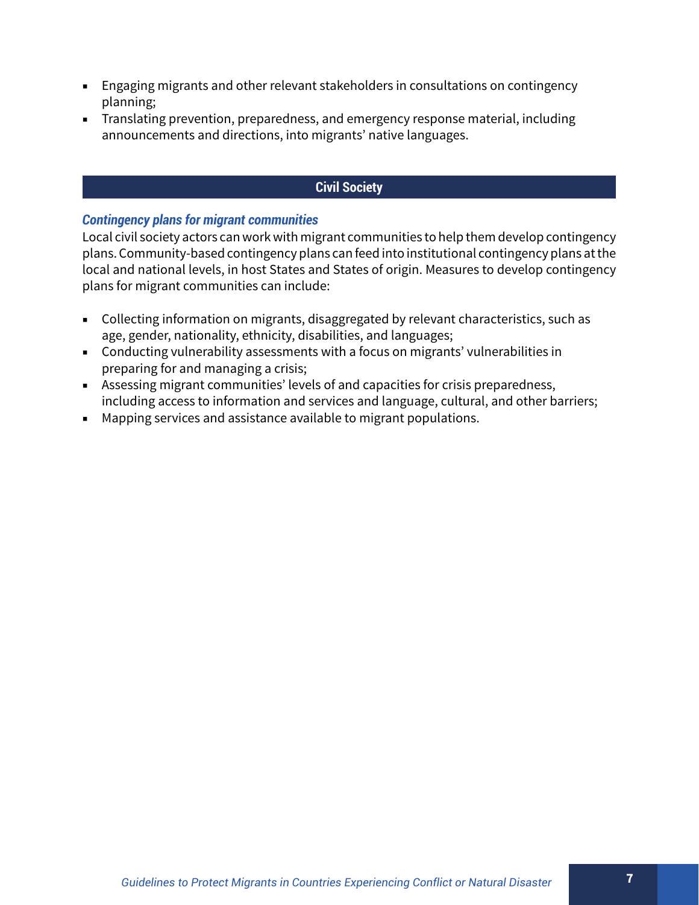- Engaging migrants and other relevant stakeholders in consultations on contingency planning;
- Translating prevention, preparedness, and emergency response material, including announcements and directions, into migrants' native languages.

## Civil Society

### *Contingency plans for migrant communities*

Local civil society actors can work with migrant communities to help them develop contingency plans. Community-based contingency plans can feed into institutional contingency plans at the local and national levels, in host States and States of origin. Measures to develop contingency plans for migrant communities can include:

- Collecting information on migrants, disaggregated by relevant characteristics, such as age, gender, nationality, ethnicity, disabilities, and languages;
- Conducting vulnerability assessments with a focus on migrants' vulnerabilities in preparing for and managing a crisis;
- Assessing migrant communities' levels of and capacities for crisis preparedness, including access to information and services and language, cultural, and other barriers;
- Mapping services and assistance available to migrant populations.